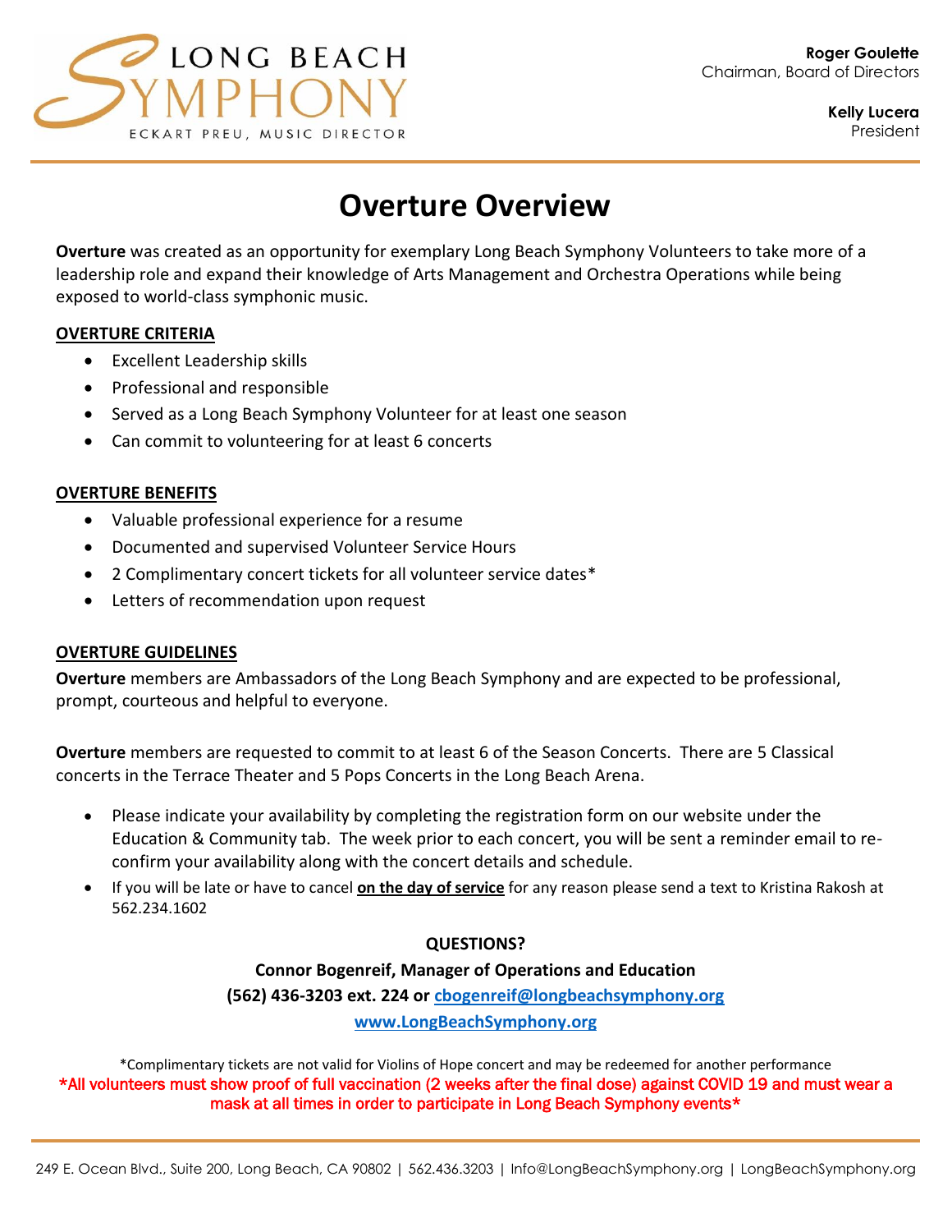LONG BEACH SYMPHONY

ECKART PREU, MUSIC DIRECTOR

**Roger Goulette**
Chairman, Board of Directors

**Kelly Lucera**
President

# Overture Overview

**Overture** was created as an opportunity for exemplary Long Beach Symphony Volunteers to take more of a leadership role and expand their knowledge of Arts Management and Orchestra Operations while being exposed to world-class symphonic music.

## OVERTURE CRITERIA

- Excellent Leadership skills
- Professional and responsible
- Served as a Long Beach Symphony Volunteer for at least one season
- Can commit to volunteering for at least 6 concerts

## OVERTURE BENEFITS

- Valuable professional experience for a resume
- Documented and supervised Volunteer Service Hours
- 2 Complimentary concert tickets for all volunteer service dates*
- Letters of recommendation upon request

## OVERTURE GUIDELINES

**Overture** members are Ambassadors of the Long Beach Symphony and are expected to be professional, prompt, courteous and helpful to everyone.

**Overture** members are requested to commit to at least 6 of the Season Concerts. There are 5 Classical concerts in the Terrace Theater and 5 Pops Concerts in the Long Beach Arena.

- Please indicate your availability by completing the registration form on our website under the Education & Community tab. The week prior to each concert, you will be sent a reminder email to re-confirm your availability along with the concert details and schedule.
- If you will be late or have to cancel **on the day of service** for any reason please send a text to Kristina Rakosh at 562.234.1602

**QUESTIONS?**

**Connor Bogenreif, Manager of Operations and Education**

**(562) 436-3203 ext. 224 or cbogenreif@longbeachsymphony.org**

**www.LongBeachSymphony.org**

*Complimentary tickets are not valid for Violins of Hope concert and may be redeemed for another performance

*All volunteers must show proof of full vaccination (2 weeks after the final dose) against COVID 19 and must wear a mask at all times in order to participate in Long Beach Symphony events*

249 E. Ocean Blvd., Suite 200, Long Beach, CA 90802 | 562.436.3203 | Info@LongBeachSymphony.org | LongBeachSymphony.org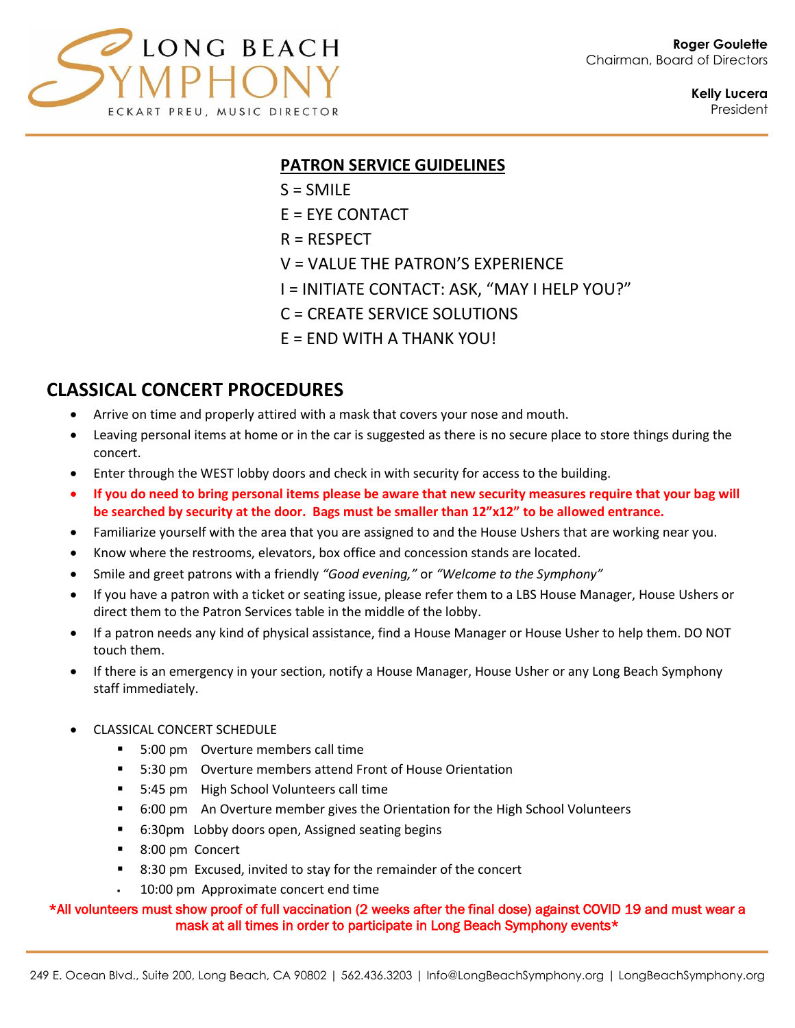LONG BEACH SYMPHONY
ECKART PREU, MUSIC DIRECTOR

**Roger Goulette**
Chairman, Board of Directors

**Kelly Lucera**
President

**PATRON SERVICE GUIDELINES**

S = SMILE
E = EYE CONTACT
R = RESPECT
V = VALUE THE PATRON'S EXPERIENCE
I = INITIATE CONTACT: ASK, "MAY I HELP YOU?"
C = CREATE SERVICE SOLUTIONS
E = END WITH A THANK YOU!

## CLASSICAL CONCERT PROCEDURES

- Arrive on time and properly attired with a mask that covers your nose and mouth.
- Leaving personal items at home or in the car is suggested as there is no secure place to store things during the concert.
- Enter through the WEST lobby doors and check in with security for access to the building.
- **If you do need to bring personal items please be aware that new security measures require that your bag will be searched by security at the door. Bags must be smaller than 12"x12" to be allowed entrance.**
- Familiarize yourself with the area that you are assigned to and the House Ushers that are working near you.
- Know where the restrooms, elevators, box office and concession stands are located.
- Smile and greet patrons with a friendly *"Good evening,"* or *"Welcome to the Symphony"*
- If you have a patron with a ticket or seating issue, please refer them to a LBS House Manager, House Ushers or direct them to the Patron Services table in the middle of the lobby.
- If a patron needs any kind of physical assistance, find a House Manager or House Usher to help them. DO NOT touch them.
- If there is an emergency in your section, notify a House Manager, House Usher or any Long Beach Symphony staff immediately.

- CLASSICAL CONCERT SCHEDULE
  - 5:00 pm Overture members call time
  - 5:30 pm Overture members attend Front of House Orientation
  - 5:45 pm High School Volunteers call time
  - 6:00 pm An Overture member gives the Orientation for the High School Volunteers
  - 6:30pm Lobby doors open, Assigned seating begins
  - 8:00 pm Concert
  - 8:30 pm Excused, invited to stay for the remainder of the concert
  - 10:00 pm Approximate concert end time

**\*All volunteers must show proof of full vaccination (2 weeks after the final dose) against COVID 19 and must wear a mask at all times in order to participate in Long Beach Symphony events\***

249 E. Ocean Blvd., Suite 200, Long Beach, CA 90802 | 562.436.3203 | Info@LongBeachSymphony.org | LongBeachSymphony.org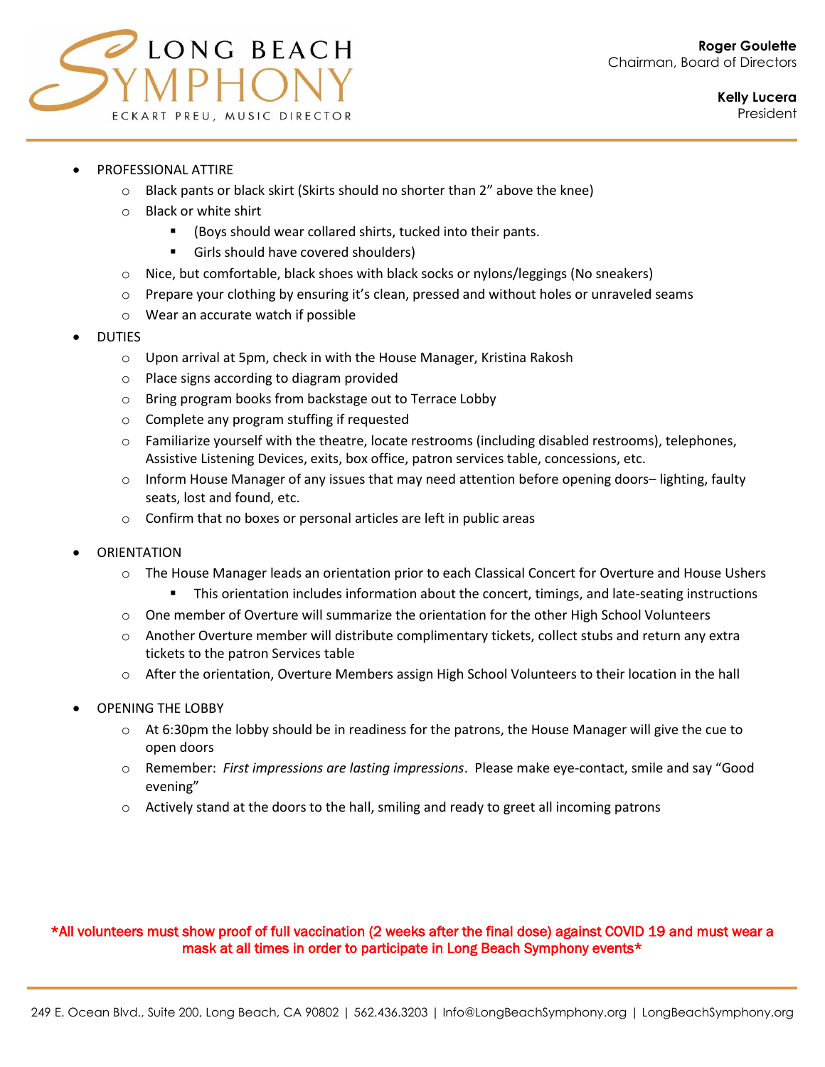- PROFESSIONAL ATTIRE
  - Black pants or black skirt (Skirts should no shorter than 2" above the knee)
  - Black or white shirt
    - (Boys should wear collared shirts, tucked into their pants.
    - Girls should have covered shoulders)
  - Nice, but comfortable, black shoes with black socks or nylons/leggings (No sneakers)
  - Prepare your clothing by ensuring it's clean, pressed and without holes or unraveled seams
  - Wear an accurate watch if possible
- DUTIES
  - Upon arrival at 5pm, check in with the House Manager, Kristina Rakosh
  - Place signs according to diagram provided
  - Bring program books from backstage out to Terrace Lobby
  - Complete any program stuffing if requested
  - Familiarize yourself with the theatre, locate restrooms (including disabled restrooms), telephones, Assistive Listening Devices, exits, box office, patron services table, concessions, etc.
  - Inform House Manager of any issues that may need attention before opening doors– lighting, faulty seats, lost and found, etc.
  - Confirm that no boxes or personal articles are left in public areas
- ORIENTATION
  - The House Manager leads an orientation prior to each Classical Concert for Overture and House Ushers
    - This orientation includes information about the concert, timings, and late-seating instructions
  - One member of Overture will summarize the orientation for the other High School Volunteers
  - Another Overture member will distribute complimentary tickets, collect stubs and return any extra tickets to the patron Services table
  - After the orientation, Overture Members assign High School Volunteers to their location in the hall
- OPENING THE LOBBY
  - At 6:30pm the lobby should be in readiness for the patrons, the House Manager will give the cue to open doors
  - Remember: *First impressions are lasting impressions*. Please make eye-contact, smile and say "Good evening"
  - Actively stand at the doors to the hall, smiling and ready to greet all incoming patrons

*All volunteers must show proof of full vaccination (2 weeks after the final dose) against COVID 19 and must wear a mask at all times in order to participate in Long Beach Symphony events*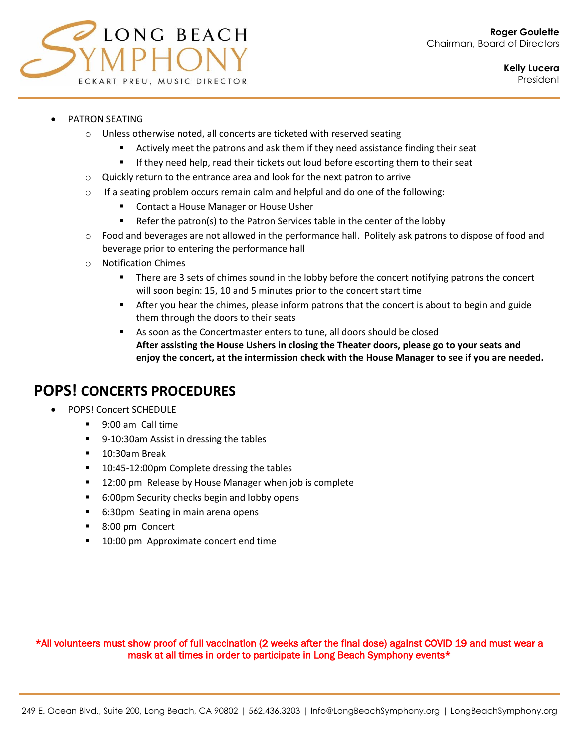- PATRON SEATING
    - Unless otherwise noted, all concerts are ticketed with reserved seating
        - Actively meet the patrons and ask them if they need assistance finding their seat
        - If they need help, read their tickets out loud before escorting them to their seat
    - Quickly return to the entrance area and look for the next patron to arrive
    - If a seating problem occurs remain calm and helpful and do one of the following:
        - Contact a House Manager or House Usher
        - Refer the patron(s) to the Patron Services table in the center of the lobby
    - Food and beverages are not allowed in the performance hall. Politely ask patrons to dispose of food and beverage prior to entering the performance hall
    - Notification Chimes
        - There are 3 sets of chimes sound in the lobby before the concert notifying patrons the concert will soon begin: 15, 10 and 5 minutes prior to the concert start time
        - After you hear the chimes, please inform patrons that the concert is about to begin and guide them through the doors to their seats
        - As soon as the Concertmaster enters to tune, all doors should be closed
          **After assisting the House Ushers in closing the Theater doors, please go to your seats and enjoy the concert, at the intermission check with the House Manager to see if you are needed.**

## POPS! CONCERTS PROCEDURES

- POPS! Concert SCHEDULE
    - 9:00 am Call time
    - 9-10:30am Assist in dressing the tables
    - 10:30am Break
    - 10:45-12:00pm Complete dressing the tables
    - 12:00 pm Release by House Manager when job is complete
    - 6:00pm Security checks begin and lobby opens
    - 6:30pm Seating in main arena opens
    - 8:00 pm Concert
    - 10:00 pm Approximate concert end time

*All volunteers must show proof of full vaccination (2 weeks after the final dose) against COVID 19 and must wear a mask at all times in order to participate in Long Beach Symphony events*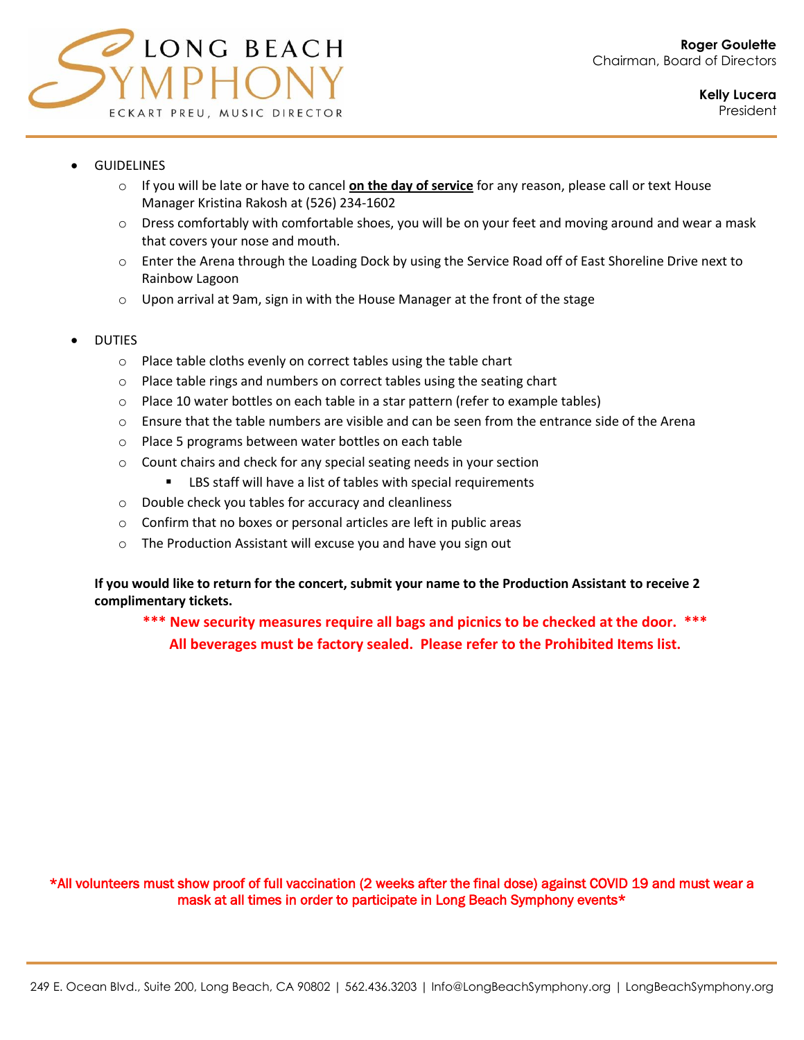Roger Goulette
Chairman, Board of Directors

Kelly Lucera
President

- GUIDELINES
  - If you will be late or have to cancel **on the day of service** for any reason, please call or text House Manager Kristina Rakosh at (526) 234-1602
  - Dress comfortably with comfortable shoes, you will be on your feet and moving around and wear a mask that covers your nose and mouth.
  - Enter the Arena through the Loading Dock by using the Service Road off of East Shoreline Drive next to Rainbow Lagoon
  - Upon arrival at 9am, sign in with the House Manager at the front of the stage

- DUTIES
  - Place table cloths evenly on correct tables using the table chart
  - Place table rings and numbers on correct tables using the seating chart
  - Place 10 water bottles on each table in a star pattern (refer to example tables)
  - Ensure that the table numbers are visible and can be seen from the entrance side of the Arena
  - Place 5 programs between water bottles on each table
  - Count chairs and check for any special seating needs in your section
    - LBS staff will have a list of tables with special requirements
  - Double check you tables for accuracy and cleanliness
  - Confirm that no boxes or personal articles are left in public areas
  - The Production Assistant will excuse you and have you sign out

**If you would like to return for the concert, submit your name to the Production Assistant to receive 2 complimentary tickets.**

**\*\*\* New security measures require all bags and picnics to be checked at the door. \*\*\***
**All beverages must be factory sealed. Please refer to the Prohibited Items list.**

**\*All volunteers must show proof of full vaccination (2 weeks after the final dose) against COVID 19 and must wear a mask at all times in order to participate in Long Beach Symphony events\***